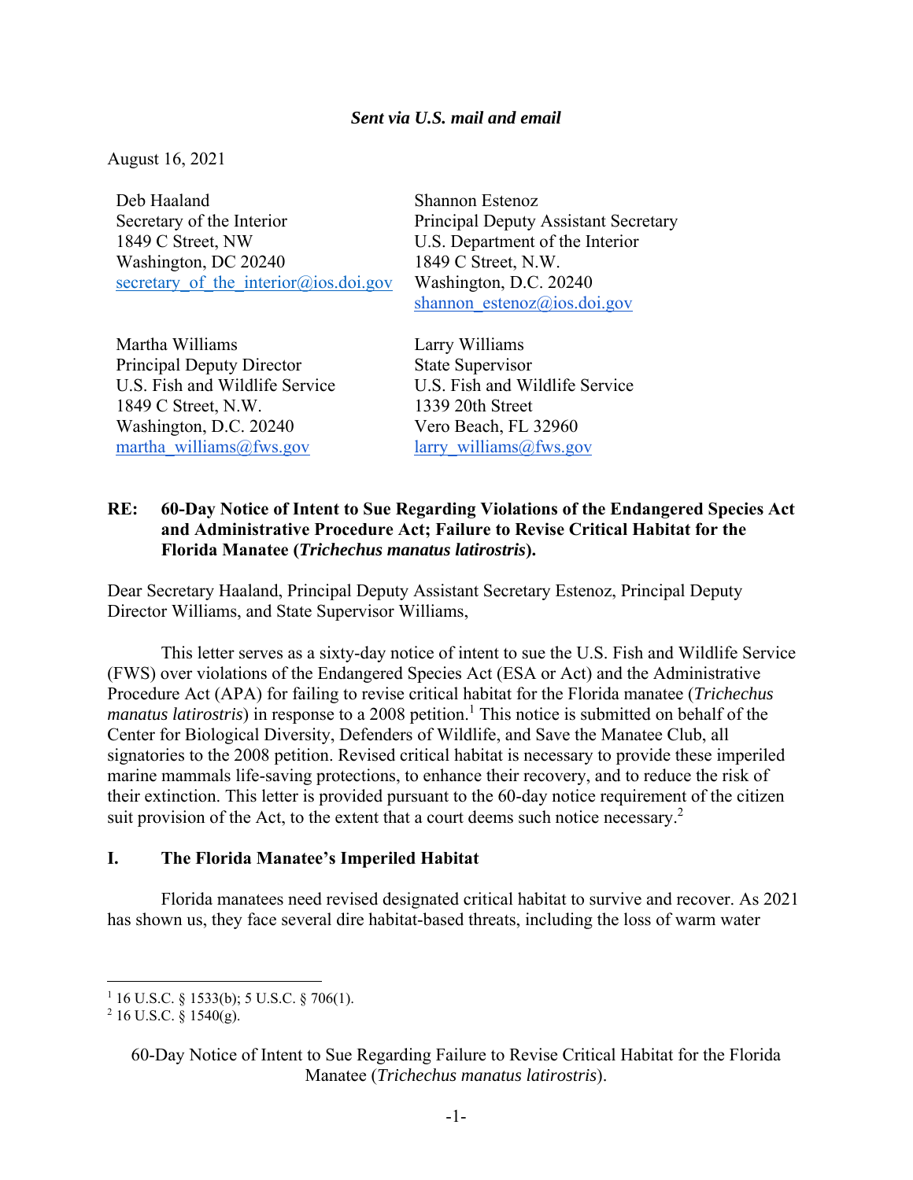***Sent via U.S. mail and email***

August 16, 2021

Deb Haaland
Secretary of the Interior
1849 C Street, NW
Washington, DC 20240
secretary_of_the_interior@ios.doi.gov

Shannon Estenoz
Principal Deputy Assistant Secretary
U.S. Department of the Interior
1849 C Street, N.W.
Washington, D.C. 20240
shannon_estenoz@ios.doi.gov

Martha Williams
Principal Deputy Director
U.S. Fish and Wildlife Service
1849 C Street, N.W.
Washington, D.C. 20240
martha_williams@fws.gov

Larry Williams
State Supervisor
U.S. Fish and Wildlife Service
1339 20th Street
Vero Beach, FL 32960
larry_williams@fws.gov

**RE: 60-Day Notice of Intent to Sue Regarding Violations of the Endangered Species Act and Administrative Procedure Act; Failure to Revise Critical Habitat for the Florida Manatee (*Trichechus manatus latirostris*).**

Dear Secretary Haaland, Principal Deputy Assistant Secretary Estenoz, Principal Deputy Director Williams, and State Supervisor Williams,

This letter serves as a sixty-day notice of intent to sue the U.S. Fish and Wildlife Service (FWS) over violations of the Endangered Species Act (ESA or Act) and the Administrative Procedure Act (APA) for failing to revise critical habitat for the Florida manatee (*Trichechus manatus latirostris*) in response to a 2008 petition.[1] This notice is submitted on behalf of the Center for Biological Diversity, Defenders of Wildlife, and Save the Manatee Club, all signatories to the 2008 petition. Revised critical habitat is necessary to provide these imperiled marine mammals life-saving protections, to enhance their recovery, and to reduce the risk of their extinction. This letter is provided pursuant to the 60-day notice requirement of the citizen suit provision of the Act, to the extent that a court deems such notice necessary.[2]

## I. The Florida Manatee's Imperiled Habitat

Florida manatees need revised designated critical habitat to survive and recover. As 2021 has shown us, they face several dire habitat-based threats, including the loss of warm water

---

[1] 16 U.S.C. § 1533(b); 5 U.S.C. § 706(1).
[2] 16 U.S.C. § 1540(g).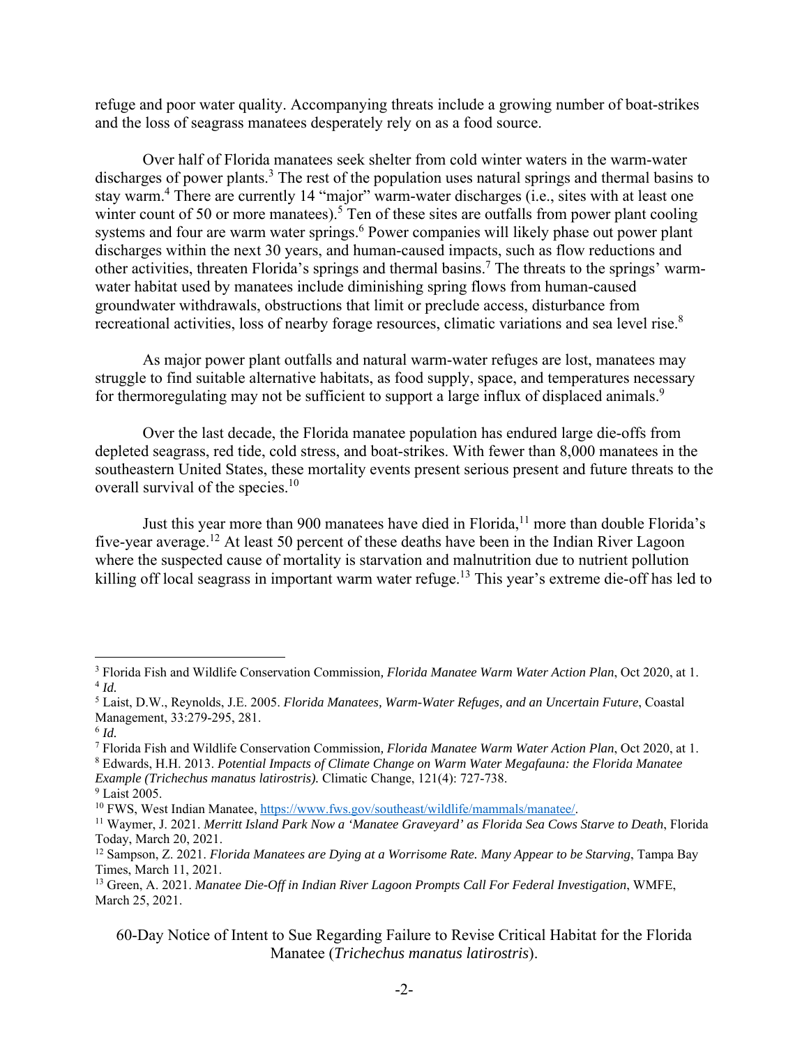refuge and poor water quality. Accompanying threats include a growing number of boat-strikes and the loss of seagrass manatees desperately rely on as a food source.

Over half of Florida manatees seek shelter from cold winter waters in the warm-water discharges of power plants.[3] The rest of the population uses natural springs and thermal basins to stay warm.[4] There are currently 14 "major" warm-water discharges (i.e., sites with at least one winter count of 50 or more manatees).[5] Ten of these sites are outfalls from power plant cooling systems and four are warm water springs.[6] Power companies will likely phase out power plant discharges within the next 30 years, and human-caused impacts, such as flow reductions and other activities, threaten Florida's springs and thermal basins.[7] The threats to the springs' warm-water habitat used by manatees include diminishing spring flows from human-caused groundwater withdrawals, obstructions that limit or preclude access, disturbance from recreational activities, loss of nearby forage resources, climatic variations and sea level rise.[8]

As major power plant outfalls and natural warm-water refuges are lost, manatees may struggle to find suitable alternative habitats, as food supply, space, and temperatures necessary for thermoregulating may not be sufficient to support a large influx of displaced animals.[9]

Over the last decade, the Florida manatee population has endured large die-offs from depleted seagrass, red tide, cold stress, and boat-strikes. With fewer than 8,000 manatees in the southeastern United States, these mortality events present serious present and future threats to the overall survival of the species.[10]

Just this year more than 900 manatees have died in Florida,[11] more than double Florida's five-year average.[12] At least 50 percent of these deaths have been in the Indian River Lagoon where the suspected cause of mortality is starvation and malnutrition due to nutrient pollution killing off local seagrass in important warm water refuge.[13] This year's extreme die-off has led to

---

[3] Florida Fish and Wildlife Conservation Commission*, Florida Manatee Warm Water Action Plan*, Oct 2020, at 1.

[4] *Id.*

[5] Laist, D.W., Reynolds, J.E. 2005. *Florida Manatees, Warm-Water Refuges, and an Uncertain Future*, Coastal Management, 33:279-295, 281.

[6] *Id.*

[7] Florida Fish and Wildlife Conservation Commission*, Florida Manatee Warm Water Action Plan*, Oct 2020, at 1.

[8] Edwards, H.H. 2013. *Potential Impacts of Climate Change on Warm Water Megafauna: the Florida Manatee Example (Trichechus manatus latirostris).* Climatic Change, 121(4): 727-738.

[9] Laist 2005.

[10] FWS, West Indian Manatee, https://www.fws.gov/southeast/wildlife/mammals/manatee/.

[11] Waymer, J. 2021. *Merritt Island Park Now a 'Manatee Graveyard' as Florida Sea Cows Starve to Death*, Florida Today, March 20, 2021.

[12] Sampson, Z. 2021. *Florida Manatees are Dying at a Worrisome Rate. Many Appear to be Starving*, Tampa Bay Times, March 11, 2021.

[13] Green, A. 2021. *Manatee Die-Off in Indian River Lagoon Prompts Call For Federal Investigation*, WMFE, March 25, 2021.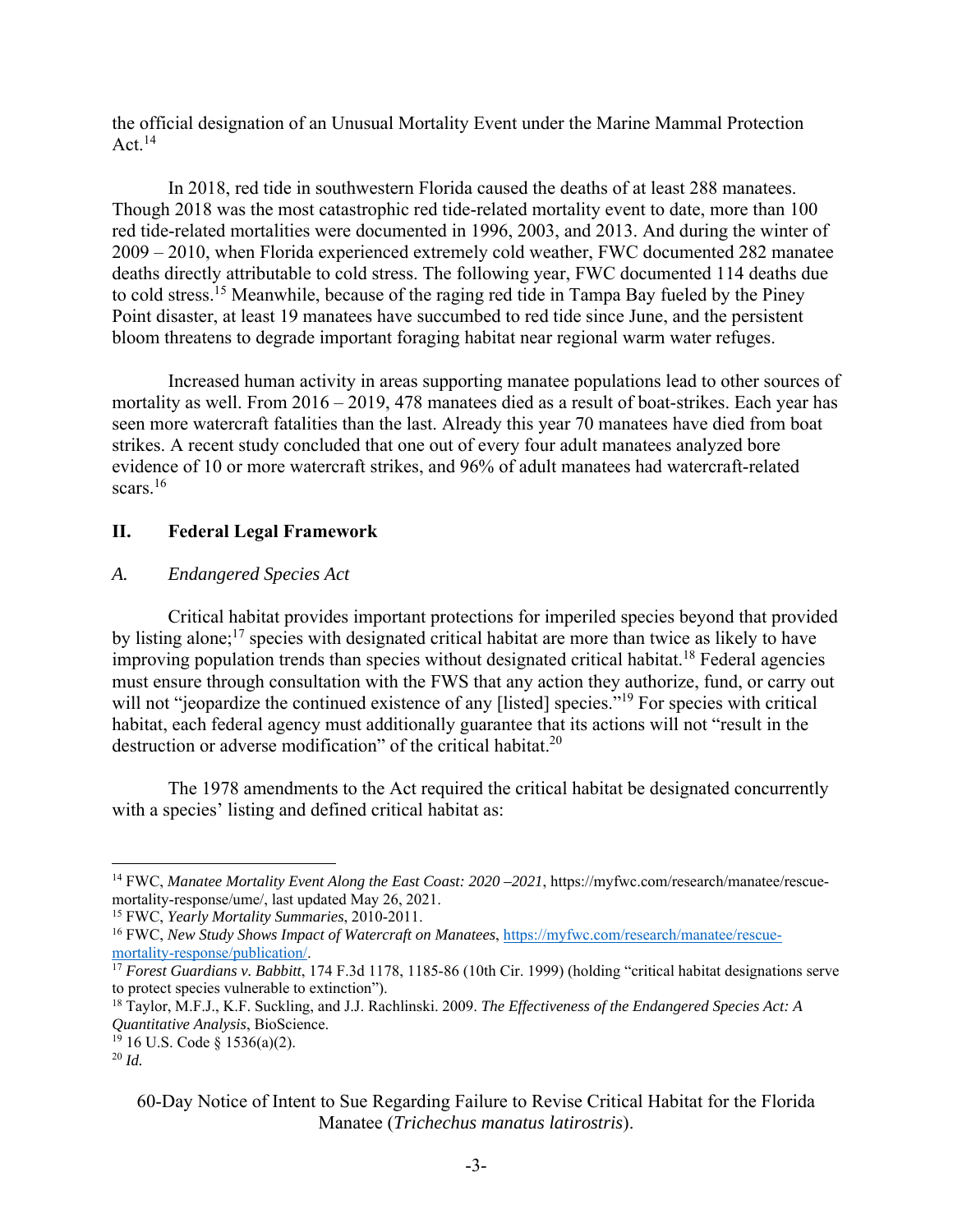the official designation of an Unusual Mortality Event under the Marine Mammal Protection Act.[14]

In 2018, red tide in southwestern Florida caused the deaths of at least 288 manatees. Though 2018 was the most catastrophic red tide-related mortality event to date, more than 100 red tide-related mortalities were documented in 1996, 2003, and 2013. And during the winter of 2009 – 2010, when Florida experienced extremely cold weather, FWC documented 282 manatee deaths directly attributable to cold stress. The following year, FWC documented 114 deaths due to cold stress.[15] Meanwhile, because of the raging red tide in Tampa Bay fueled by the Piney Point disaster, at least 19 manatees have succumbed to red tide since June, and the persistent bloom threatens to degrade important foraging habitat near regional warm water refuges.

Increased human activity in areas supporting manatee populations lead to other sources of mortality as well. From 2016 – 2019, 478 manatees died as a result of boat-strikes. Each year has seen more watercraft fatalities than the last. Already this year 70 manatees have died from boat strikes. A recent study concluded that one out of every four adult manatees analyzed bore evidence of 10 or more watercraft strikes, and 96% of adult manatees had watercraft-related scars.[16]

## II. Federal Legal Framework

### *A. Endangered Species Act*

Critical habitat provides important protections for imperiled species beyond that provided by listing alone;[17] species with designated critical habitat are more than twice as likely to have improving population trends than species without designated critical habitat.[18] Federal agencies must ensure through consultation with the FWS that any action they authorize, fund, or carry out will not "jeopardize the continued existence of any [listed] species."[19] For species with critical habitat, each federal agency must additionally guarantee that its actions will not "result in the destruction or adverse modification" of the critical habitat.[20]

The 1978 amendments to the Act required the critical habitat be designated concurrently with a species' listing and defined critical habitat as:

---

[14] FWC, *Manatee Mortality Event Along the East Coast: 2020 –2021*, https://myfwc.com/research/manatee/rescue-mortality-response/ume/, last updated May 26, 2021.

[15] FWC, *Yearly Mortality Summaries*, 2010-2011.

[16] FWC, *New Study Shows Impact of Watercraft on Manatees*, https://myfwc.com/research/manatee/rescue-mortality-response/publication/.

[17] *Forest Guardians v. Babbitt*, 174 F.3d 1178, 1185-86 (10th Cir. 1999) (holding "critical habitat designations serve to protect species vulnerable to extinction").

[18] Taylor, M.F.J., K.F. Suckling, and J.J. Rachlinski. 2009. *The Effectiveness of the Endangered Species Act: A Quantitative Analysis*, BioScience.

[19] 16 U.S. Code § 1536(a)(2).

[20] *Id.*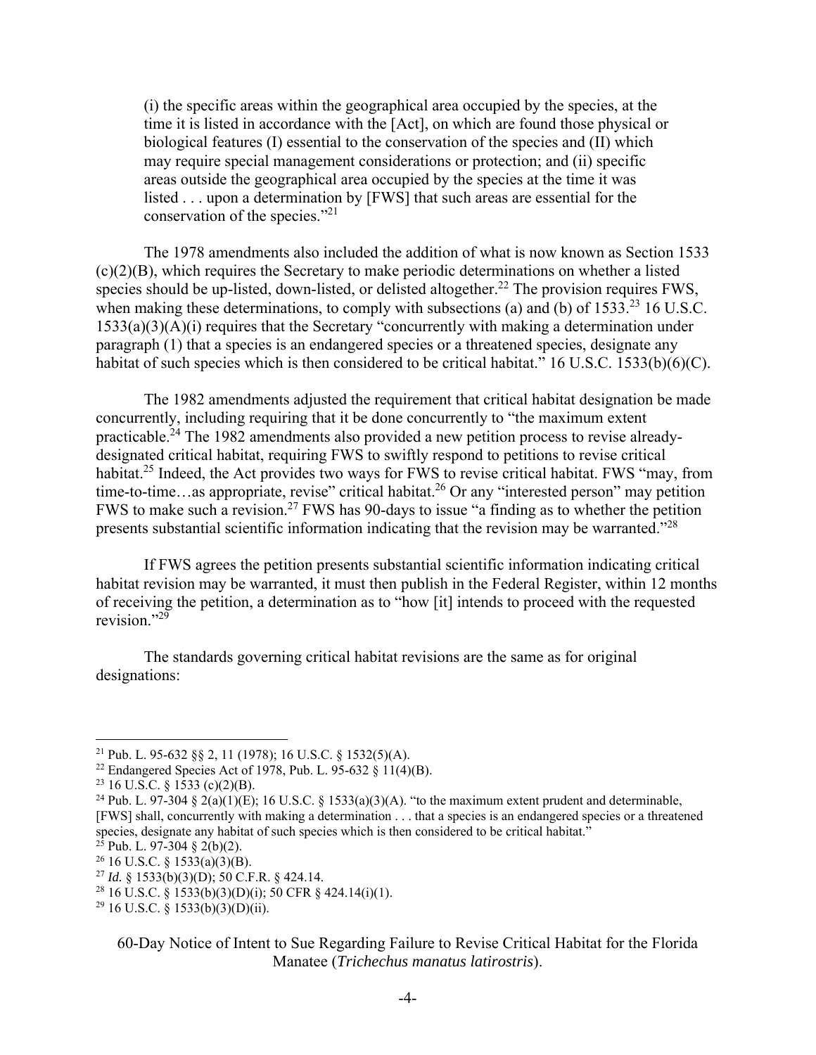> (i) the specific areas within the geographical area occupied by the species, at the time it is listed in accordance with the [Act], on which are found those physical or biological features (I) essential to the conservation of the species and (II) which may require special management considerations or protection; and (ii) specific areas outside the geographical area occupied by the species at the time it was listed . . . upon a determination by [FWS] that such areas are essential for the conservation of the species."[21]

The 1978 amendments also included the addition of what is now known as Section 1533 (c)(2)(B), which requires the Secretary to make periodic determinations on whether a listed species should be up-listed, down-listed, or delisted altogether.[22] The provision requires FWS, when making these determinations, to comply with subsections (a) and (b) of 1533.[23] 16 U.S.C. 1533(a)(3)(A)(i) requires that the Secretary "concurrently with making a determination under paragraph (1) that a species is an endangered species or a threatened species, designate any habitat of such species which is then considered to be critical habitat." 16 U.S.C. 1533(b)(6)(C).

The 1982 amendments adjusted the requirement that critical habitat designation be made concurrently, including requiring that it be done concurrently to "the maximum extent practicable.[24] The 1982 amendments also provided a new petition process to revise already-designated critical habitat, requiring FWS to swiftly respond to petitions to revise critical habitat.[25] Indeed, the Act provides two ways for FWS to revise critical habitat. FWS "may, from time-to-time…as appropriate, revise" critical habitat.[26] Or any "interested person" may petition FWS to make such a revision.[27] FWS has 90-days to issue "a finding as to whether the petition presents substantial scientific information indicating that the revision may be warranted."[28]

If FWS agrees the petition presents substantial scientific information indicating critical habitat revision may be warranted, it must then publish in the Federal Register, within 12 months of receiving the petition, a determination as to "how [it] intends to proceed with the requested revision."[29]

The standards governing critical habitat revisions are the same as for original designations:

---

[21] Pub. L. 95-632 §§ 2, 11 (1978); 16 U.S.C. § 1532(5)(A).

[22] Endangered Species Act of 1978, Pub. L. 95-632 § 11(4)(B).

[23] 16 U.S.C. § 1533 (c)(2)(B).

[24] Pub. L. 97-304 § 2(a)(1)(E); 16 U.S.C. § 1533(a)(3)(A). "to the maximum extent prudent and determinable, [FWS] shall, concurrently with making a determination . . . that a species is an endangered species or a threatened species, designate any habitat of such species which is then considered to be critical habitat."

[25] Pub. L. 97-304 § 2(b)(2).

[26] 16 U.S.C. § 1533(a)(3)(B).

[27] *Id.* § 1533(b)(3)(D); 50 C.F.R. § 424.14.

[28] 16 U.S.C. § 1533(b)(3)(D)(i); 50 CFR § 424.14(i)(1).

[29] 16 U.S.C. § 1533(b)(3)(D)(ii).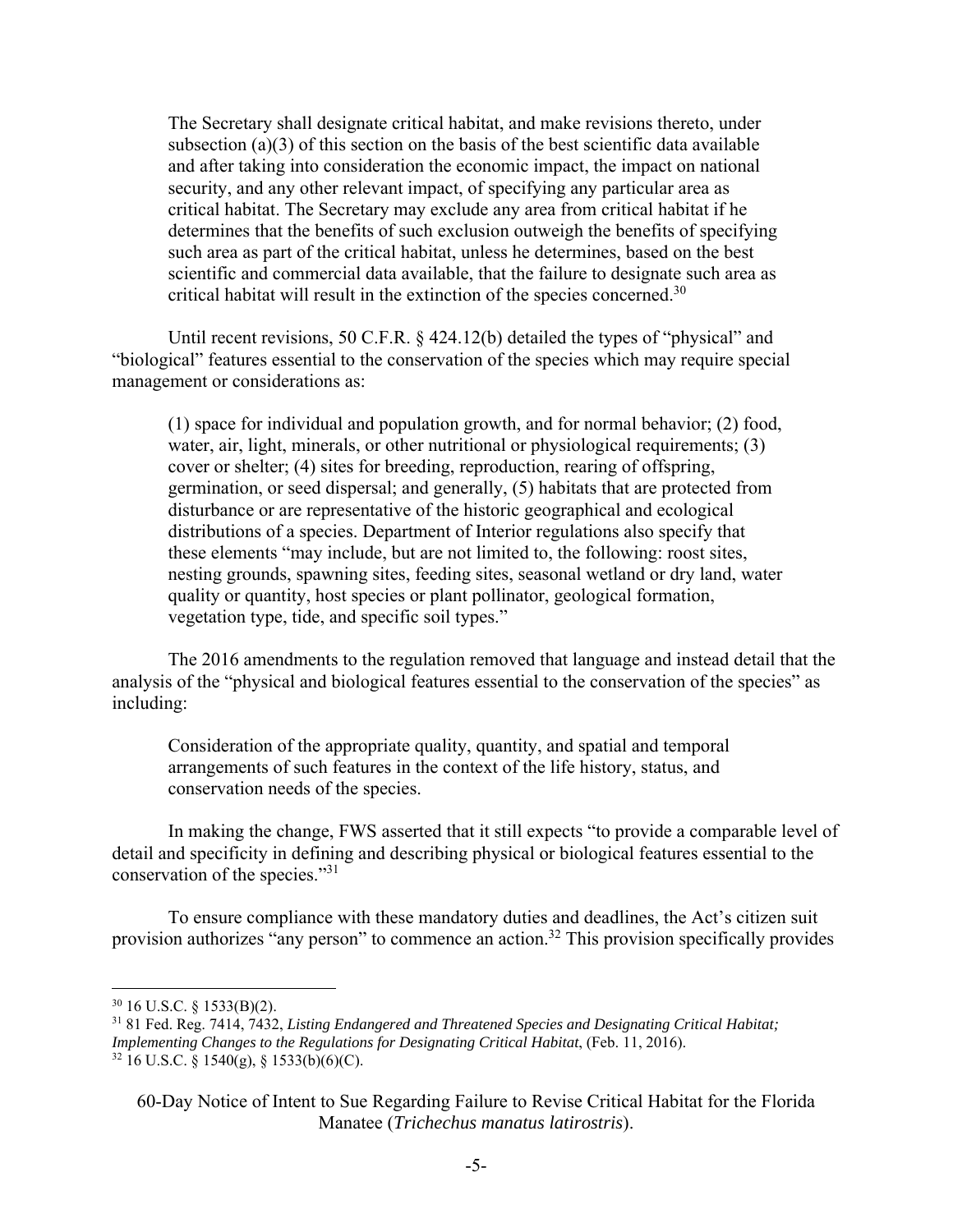> The Secretary shall designate critical habitat, and make revisions thereto, under subsection (a)(3) of this section on the basis of the best scientific data available and after taking into consideration the economic impact, the impact on national security, and any other relevant impact, of specifying any particular area as critical habitat. The Secretary may exclude any area from critical habitat if he determines that the benefits of such exclusion outweigh the benefits of specifying such area as part of the critical habitat, unless he determines, based on the best scientific and commercial data available, that the failure to designate such area as critical habitat will result in the extinction of the species concerned.[30]

Until recent revisions, 50 C.F.R. § 424.12(b) detailed the types of "physical" and "biological" features essential to the conservation of the species which may require special management or considerations as:

> (1) space for individual and population growth, and for normal behavior; (2) food, water, air, light, minerals, or other nutritional or physiological requirements; (3) cover or shelter; (4) sites for breeding, reproduction, rearing of offspring, germination, or seed dispersal; and generally, (5) habitats that are protected from disturbance or are representative of the historic geographical and ecological distributions of a species. Department of Interior regulations also specify that these elements "may include, but are not limited to, the following: roost sites, nesting grounds, spawning sites, feeding sites, seasonal wetland or dry land, water quality or quantity, host species or plant pollinator, geological formation, vegetation type, tide, and specific soil types."

The 2016 amendments to the regulation removed that language and instead detail that the analysis of the "physical and biological features essential to the conservation of the species" as including:

> Consideration of the appropriate quality, quantity, and spatial and temporal arrangements of such features in the context of the life history, status, and conservation needs of the species.

In making the change, FWS asserted that it still expects "to provide a comparable level of detail and specificity in defining and describing physical or biological features essential to the conservation of the species."[31]

To ensure compliance with these mandatory duties and deadlines, the Act's citizen suit provision authorizes "any person" to commence an action.[32] This provision specifically provides

---

[30] 16 U.S.C. § 1533(B)(2).

[31] 81 Fed. Reg. 7414, 7432, *Listing Endangered and Threatened Species and Designating Critical Habitat; Implementing Changes to the Regulations for Designating Critical Habitat*, (Feb. 11, 2016).

[32] 16 U.S.C. § 1540(g), § 1533(b)(6)(C).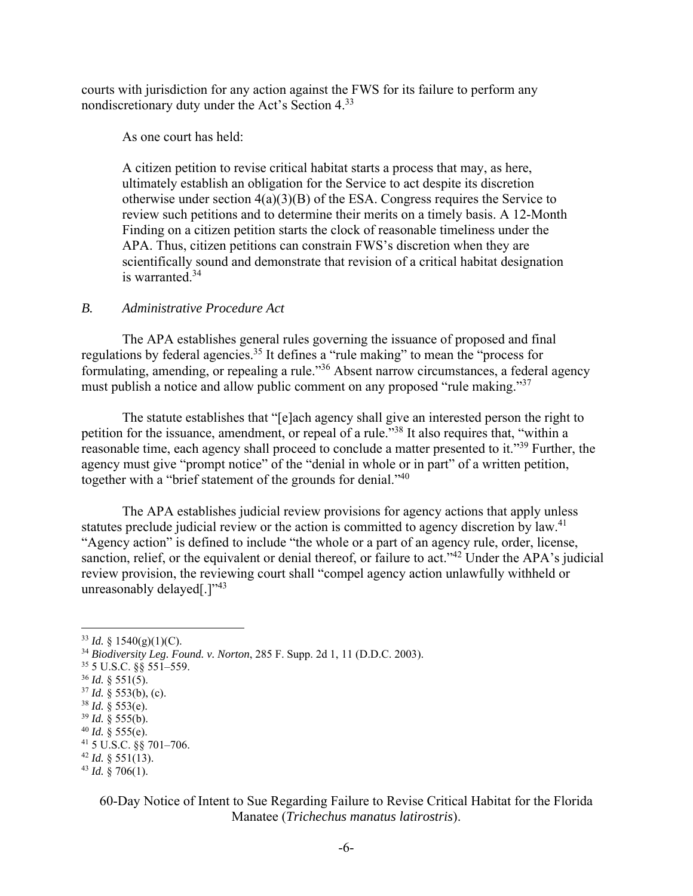courts with jurisdiction for any action against the FWS for its failure to perform any nondiscretionary duty under the Act's Section 4.[33]

As one court has held:

> A citizen petition to revise critical habitat starts a process that may, as here, ultimately establish an obligation for the Service to act despite its discretion otherwise under section 4(a)(3)(B) of the ESA. Congress requires the Service to review such petitions and to determine their merits on a timely basis. A 12-Month Finding on a citizen petition starts the clock of reasonable timeliness under the APA. Thus, citizen petitions can constrain FWS's discretion when they are scientifically sound and demonstrate that revision of a critical habitat designation is warranted.[34]

### *B. Administrative Procedure Act*

The APA establishes general rules governing the issuance of proposed and final regulations by federal agencies.[35] It defines a "rule making" to mean the "process for formulating, amending, or repealing a rule."[36] Absent narrow circumstances, a federal agency must publish a notice and allow public comment on any proposed "rule making."[37]

The statute establishes that "[e]ach agency shall give an interested person the right to petition for the issuance, amendment, or repeal of a rule."[38] It also requires that, "within a reasonable time, each agency shall proceed to conclude a matter presented to it."[39] Further, the agency must give "prompt notice" of the "denial in whole or in part" of a written petition, together with a "brief statement of the grounds for denial."[40]

The APA establishes judicial review provisions for agency actions that apply unless statutes preclude judicial review or the action is committed to agency discretion by law.[41] "Agency action" is defined to include "the whole or a part of an agency rule, order, license, sanction, relief, or the equivalent or denial thereof, or failure to act."[42] Under the APA's judicial review provision, the reviewing court shall "compel agency action unlawfully withheld or unreasonably delayed[.]"[43]

---

[33] *Id.* § 1540(g)(1)(C).

[34] *Biodiversity Leg. Found. v. Norton*, 285 F. Supp. 2d 1, 11 (D.D.C. 2003).

[35] 5 U.S.C. §§ 551–559.

[36] *Id.* § 551(5).

[37] *Id.* § 553(b), (c).

[38] *Id.* § 553(e).

[39] *Id.* § 555(b).

[40] *Id.* § 555(e).

[41] 5 U.S.C. §§ 701–706.

[42] *Id.* § 551(13).

[43] *Id.* § 706(1).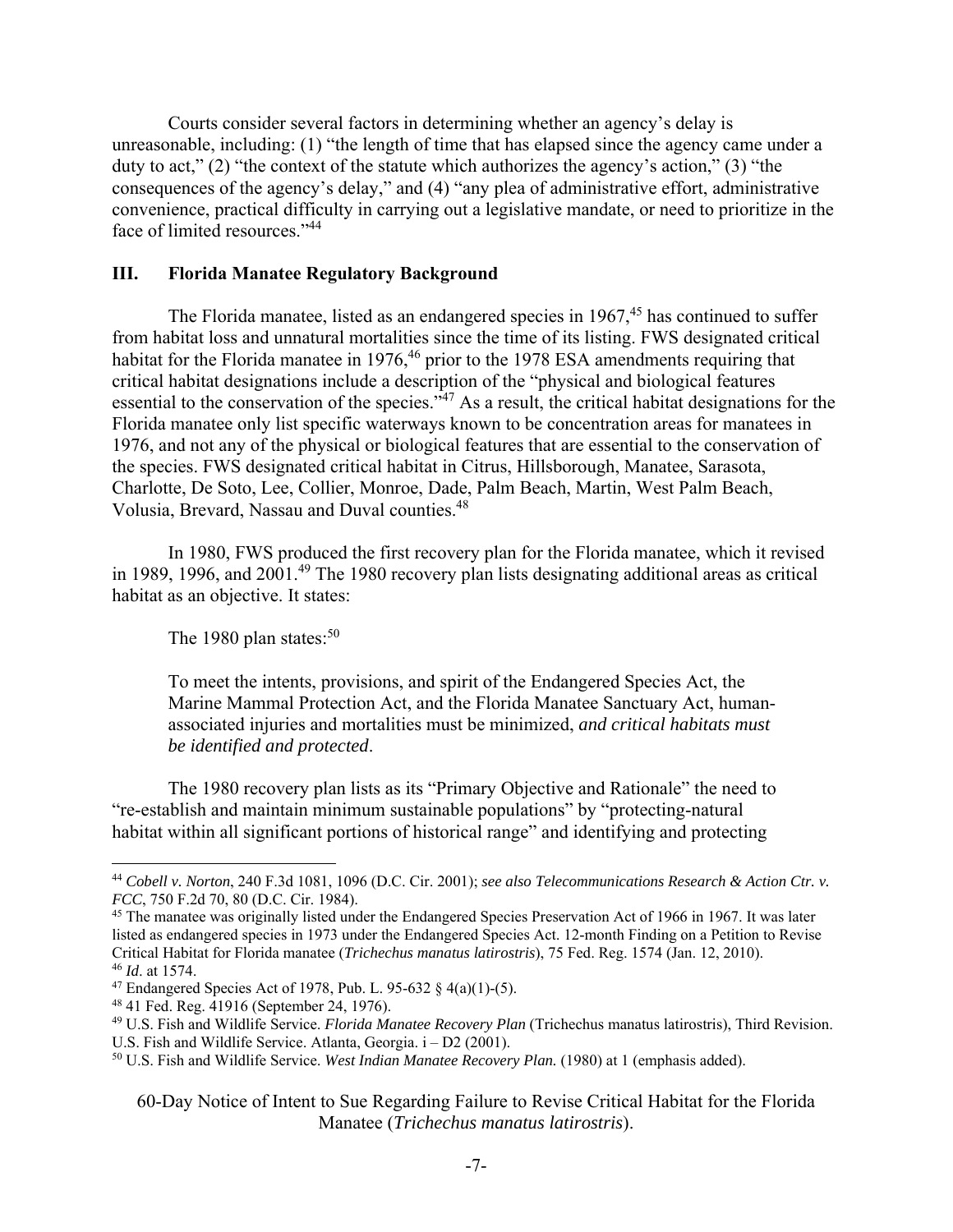Courts consider several factors in determining whether an agency's delay is unreasonable, including: (1) "the length of time that has elapsed since the agency came under a duty to act," (2) "the context of the statute which authorizes the agency's action," (3) "the consequences of the agency's delay," and (4) "any plea of administrative effort, administrative convenience, practical difficulty in carrying out a legislative mandate, or need to prioritize in the face of limited resources."[44]

## III. Florida Manatee Regulatory Background

The Florida manatee, listed as an endangered species in 1967,[45] has continued to suffer from habitat loss and unnatural mortalities since the time of its listing. FWS designated critical habitat for the Florida manatee in 1976,[46] prior to the 1978 ESA amendments requiring that critical habitat designations include a description of the "physical and biological features essential to the conservation of the species."[47] As a result, the critical habitat designations for the Florida manatee only list specific waterways known to be concentration areas for manatees in 1976, and not any of the physical or biological features that are essential to the conservation of the species. FWS designated critical habitat in Citrus, Hillsborough, Manatee, Sarasota, Charlotte, De Soto, Lee, Collier, Monroe, Dade, Palm Beach, Martin, West Palm Beach, Volusia, Brevard, Nassau and Duval counties.[48]

In 1980, FWS produced the first recovery plan for the Florida manatee, which it revised in 1989, 1996, and 2001.[49] The 1980 recovery plan lists designating additional areas as critical habitat as an objective. It states:

The 1980 plan states:[50]

> To meet the intents, provisions, and spirit of the Endangered Species Act, the Marine Mammal Protection Act, and the Florida Manatee Sanctuary Act, human-associated injuries and mortalities must be minimized, *and critical habitats must be identified and protected*.

The 1980 recovery plan lists as its "Primary Objective and Rationale" the need to "re-establish and maintain minimum sustainable populations" by "protecting-natural habitat within all significant portions of historical range" and identifying and protecting

---

[44] *Cobell v. Norton*, 240 F.3d 1081, 1096 (D.C. Cir. 2001); *see also Telecommunications Research & Action Ctr. v. FCC*, 750 F.2d 70, 80 (D.C. Cir. 1984).

[45] The manatee was originally listed under the Endangered Species Preservation Act of 1966 in 1967. It was later listed as endangered species in 1973 under the Endangered Species Act. 12-month Finding on a Petition to Revise Critical Habitat for Florida manatee (*Trichechus manatus latirostris*), 75 Fed. Reg. 1574 (Jan. 12, 2010).

[46] *Id*. at 1574.

[47] Endangered Species Act of 1978, Pub. L. 95-632 § 4(a)(1)-(5).

[48] 41 Fed. Reg. 41916 (September 24, 1976).

[49] U.S. Fish and Wildlife Service. *Florida Manatee Recovery Plan* (Trichechus manatus latirostris), Third Revision. U.S. Fish and Wildlife Service. Atlanta, Georgia. i – D2 (2001).

[50] U.S. Fish and Wildlife Service. *West Indian Manatee Recovery Plan.* (1980) at 1 (emphasis added).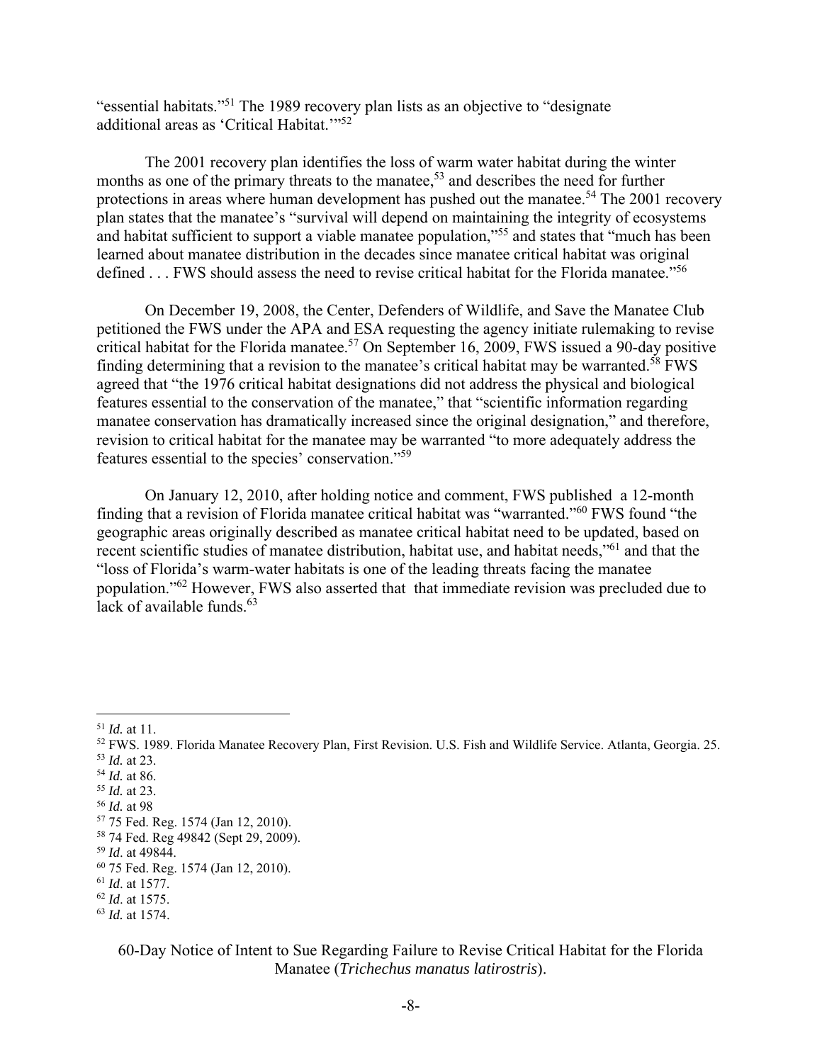"essential habitats."[51] The 1989 recovery plan lists as an objective to "designate additional areas as 'Critical Habitat.'"[52]

The 2001 recovery plan identifies the loss of warm water habitat during the winter months as one of the primary threats to the manatee,[53] and describes the need for further protections in areas where human development has pushed out the manatee.[54] The 2001 recovery plan states that the manatee's "survival will depend on maintaining the integrity of ecosystems and habitat sufficient to support a viable manatee population,"[55] and states that "much has been learned about manatee distribution in the decades since manatee critical habitat was original defined . . . FWS should assess the need to revise critical habitat for the Florida manatee."[56]

On December 19, 2008, the Center, Defenders of Wildlife, and Save the Manatee Club petitioned the FWS under the APA and ESA requesting the agency initiate rulemaking to revise critical habitat for the Florida manatee.[57] On September 16, 2009, FWS issued a 90-day positive finding determining that a revision to the manatee's critical habitat may be warranted.[58] FWS agreed that "the 1976 critical habitat designations did not address the physical and biological features essential to the conservation of the manatee," that "scientific information regarding manatee conservation has dramatically increased since the original designation," and therefore, revision to critical habitat for the manatee may be warranted "to more adequately address the features essential to the species' conservation."[59]

On January 12, 2010, after holding notice and comment, FWS published a 12-month finding that a revision of Florida manatee critical habitat was "warranted."[60] FWS found "the geographic areas originally described as manatee critical habitat need to be updated, based on recent scientific studies of manatee distribution, habitat use, and habitat needs,"[61] and that the "loss of Florida's warm-water habitats is one of the leading threats facing the manatee population."[62] However, FWS also asserted that that immediate revision was precluded due to lack of available funds.[63]

---

[51] *Id.* at 11.
[52] FWS. 1989. Florida Manatee Recovery Plan, First Revision. U.S. Fish and Wildlife Service. Atlanta, Georgia. 25.
[53] *Id.* at 23.
[54] *Id.* at 86.
[55] *Id.* at 23.
[56] *Id.* at 98
[57] 75 Fed. Reg. 1574 (Jan 12, 2010).
[58] 74 Fed. Reg 49842 (Sept 29, 2009).
[59] *Id*. at 49844.
[60] 75 Fed. Reg. 1574 (Jan 12, 2010).
[61] *Id*. at 1577.
[62] *Id*. at 1575.
[63] *Id.* at 1574.

60-Day Notice of Intent to Sue Regarding Failure to Revise Critical Habitat for the Florida Manatee (*Trichechus manatus latirostris*).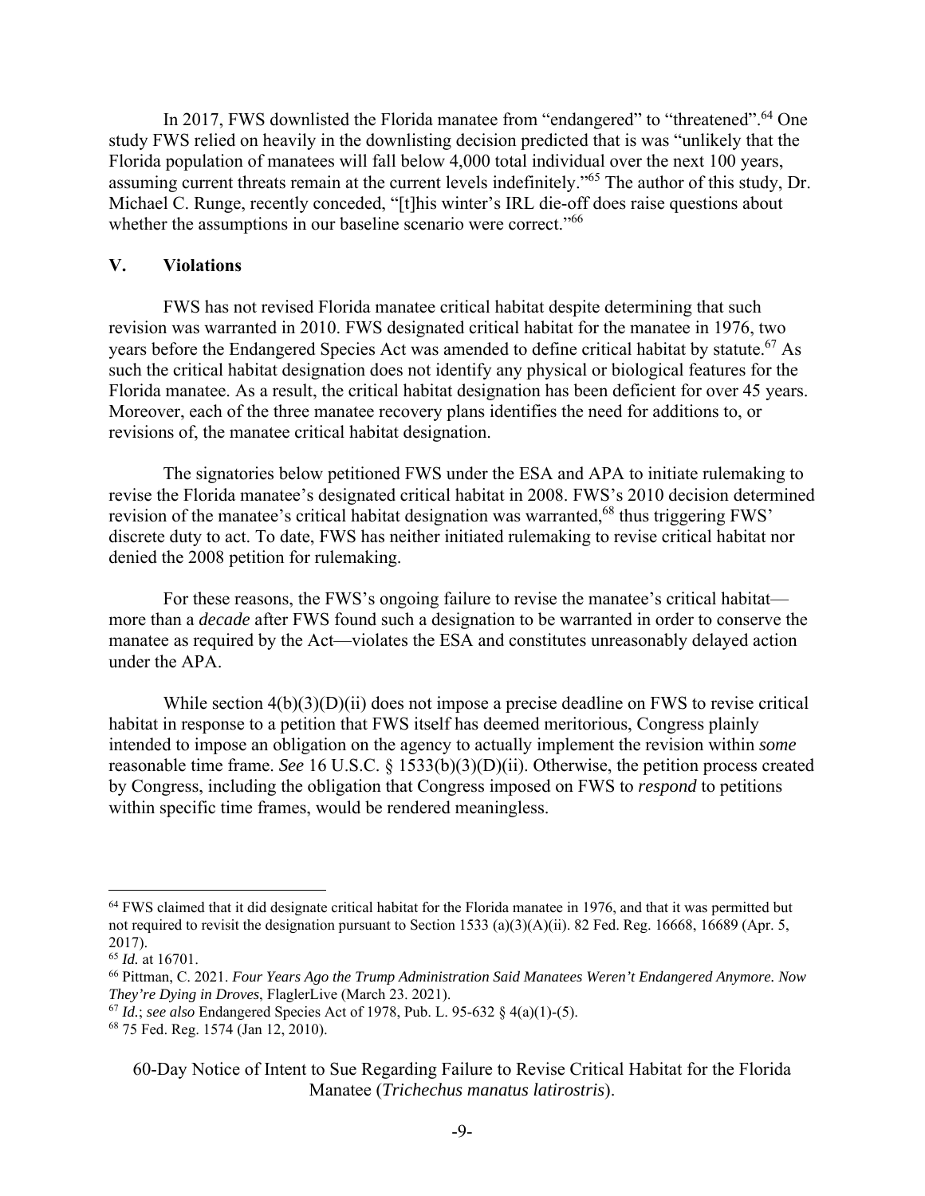In 2017, FWS downlisted the Florida manatee from "endangered" to "threatened".[64] One study FWS relied on heavily in the downlisting decision predicted that is was "unlikely that the Florida population of manatees will fall below 4,000 total individual over the next 100 years, assuming current threats remain at the current levels indefinitely."[65] The author of this study, Dr. Michael C. Runge, recently conceded, "[t]his winter's IRL die-off does raise questions about whether the assumptions in our baseline scenario were correct."[66]

## V. Violations

FWS has not revised Florida manatee critical habitat despite determining that such revision was warranted in 2010. FWS designated critical habitat for the manatee in 1976, two years before the Endangered Species Act was amended to define critical habitat by statute.[67] As such the critical habitat designation does not identify any physical or biological features for the Florida manatee. As a result, the critical habitat designation has been deficient for over 45 years. Moreover, each of the three manatee recovery plans identifies the need for additions to, or revisions of, the manatee critical habitat designation.

The signatories below petitioned FWS under the ESA and APA to initiate rulemaking to revise the Florida manatee's designated critical habitat in 2008. FWS's 2010 decision determined revision of the manatee's critical habitat designation was warranted,[68] thus triggering FWS' discrete duty to act. To date, FWS has neither initiated rulemaking to revise critical habitat nor denied the 2008 petition for rulemaking.

For these reasons, the FWS's ongoing failure to revise the manatee's critical habitat—more than a *decade* after FWS found such a designation to be warranted in order to conserve the manatee as required by the Act—violates the ESA and constitutes unreasonably delayed action under the APA.

While section 4(b)(3)(D)(ii) does not impose a precise deadline on FWS to revise critical habitat in response to a petition that FWS itself has deemed meritorious, Congress plainly intended to impose an obligation on the agency to actually implement the revision within *some* reasonable time frame. *See* 16 U.S.C. § 1533(b)(3)(D)(ii). Otherwise, the petition process created by Congress, including the obligation that Congress imposed on FWS to *respond* to petitions within specific time frames, would be rendered meaningless.

---

[64] FWS claimed that it did designate critical habitat for the Florida manatee in 1976, and that it was permitted but not required to revisit the designation pursuant to Section 1533 (a)(3)(A)(ii). 82 Fed. Reg. 16668, 16689 (Apr. 5, 2017).

[65] *Id.* at 16701.

[66] Pittman, C. 2021. *Four Years Ago the Trump Administration Said Manatees Weren't Endangered Anymore. Now They're Dying in Droves*, FlaglerLive (March 23. 2021).

[67] *Id.*; *see also* Endangered Species Act of 1978, Pub. L. 95-632 § 4(a)(1)-(5).

[68] 75 Fed. Reg. 1574 (Jan 12, 2010).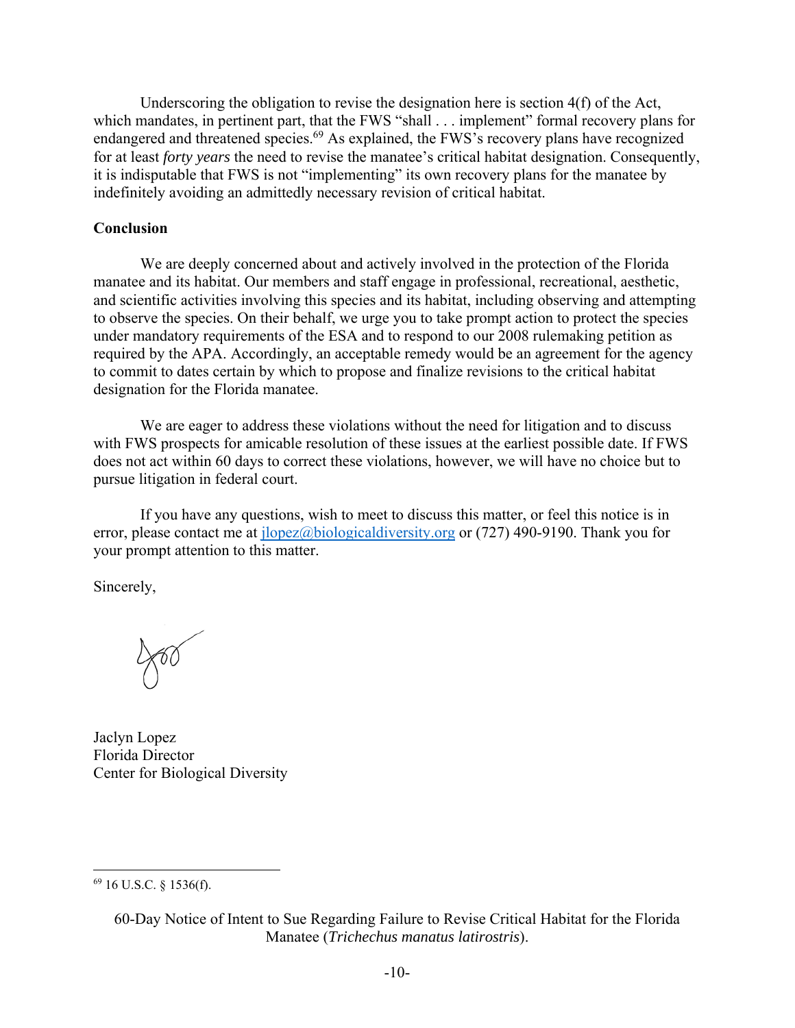Underscoring the obligation to revise the designation here is section 4(f) of the Act, which mandates, in pertinent part, that the FWS "shall . . . implement" formal recovery plans for endangered and threatened species.[69] As explained, the FWS's recovery plans have recognized for at least *forty years* the need to revise the manatee's critical habitat designation. Consequently, it is indisputable that FWS is not "implementing" its own recovery plans for the manatee by indefinitely avoiding an admittedly necessary revision of critical habitat.

**Conclusion**

We are deeply concerned about and actively involved in the protection of the Florida manatee and its habitat. Our members and staff engage in professional, recreational, aesthetic, and scientific activities involving this species and its habitat, including observing and attempting to observe the species. On their behalf, we urge you to take prompt action to protect the species under mandatory requirements of the ESA and to respond to our 2008 rulemaking petition as required by the APA. Accordingly, an acceptable remedy would be an agreement for the agency to commit to dates certain by which to propose and finalize revisions to the critical habitat designation for the Florida manatee.

We are eager to address these violations without the need for litigation and to discuss with FWS prospects for amicable resolution of these issues at the earliest possible date. If FWS does not act within 60 days to correct these violations, however, we will have no choice but to pursue litigation in federal court.

If you have any questions, wish to meet to discuss this matter, or feel this notice is in error, please contact me at jlopez@biologicaldiversity.org or (727) 490-9190. Thank you for your prompt attention to this matter.

Sincerely,

Jaclyn Lopez
Florida Director
Center for Biological Diversity

---

[69] 16 U.S.C. § 1536(f).

60-Day Notice of Intent to Sue Regarding Failure to Revise Critical Habitat for the Florida Manatee (*Trichechus manatus latirostris*).